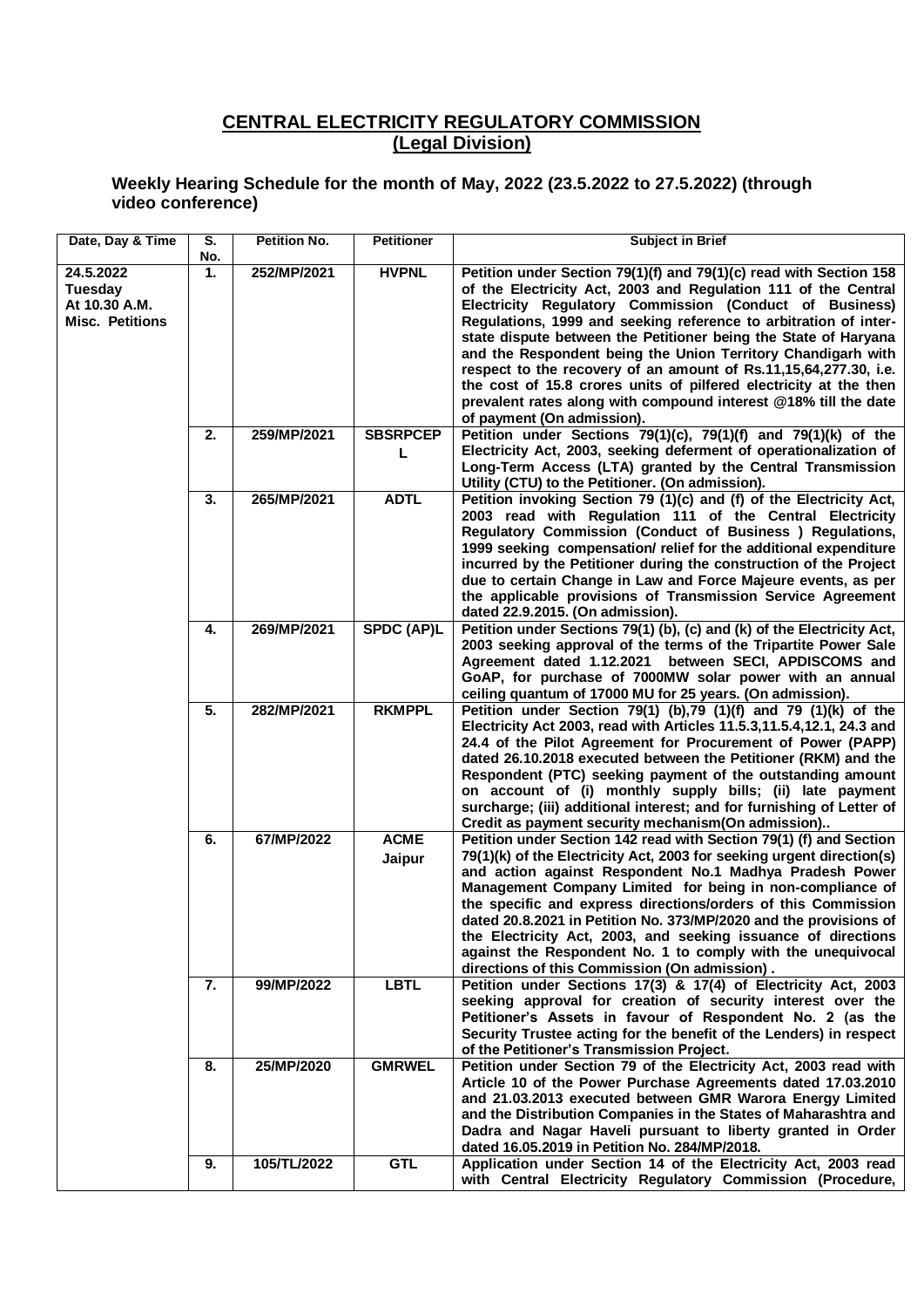## CENTRAL ELECTRICITY REGULATORY COMMISSION
## (Legal Division)

**Weekly Hearing Schedule for the month of May, 2022 (23.5.2022 to 27.5.2022) (through video conference)**

| Date, Day & Time | S. No. | Petition No. | Petitioner | Subject in Brief |
|---|---|---|---|---|
| 24.5.2022 Tuesday At 10.30 A.M. Misc. Petitions | 1. | 252/MP/2021 | HVPNL | Petition under Section 79(1)(f) and 79(1)(c) read with Section 158 of the Electricity Act, 2003 and Regulation 111 of the Central Electricity Regulatory Commission (Conduct of Business) Regulations, 1999 and seeking reference to arbitration of inter-state dispute between the Petitioner being the State of Haryana and the Respondent being the Union Territory Chandigarh with respect to the recovery of an amount of Rs.11,15,64,277.30, i.e. the cost of 15.8 crores units of pilfered electricity at the then prevalent rates along with compound interest @18% till the date of payment (On admission). |
| | 2. | 259/MP/2021 | SBSRPCEPL | Petition under Sections 79(1)(c), 79(1)(f) and 79(1)(k) of the Electricity Act, 2003, seeking deferment of operationalization of Long-Term Access (LTA) granted by the Central Transmission Utility (CTU) to the Petitioner. (On admission). |
| | 3. | 265/MP/2021 | ADTL | Petition invoking Section 79 (1)(c) and (f) of the Electricity Act, 2003 read with Regulation 111 of the Central Electricity Regulatory Commission (Conduct of Business ) Regulations, 1999 seeking compensation/ relief for the additional expenditure incurred by the Petitioner during the construction of the Project due to certain Change in Law and Force Majeure events, as per the applicable provisions of Transmission Service Agreement dated 22.9.2015. (On admission). |
| | 4. | 269/MP/2021 | SPDC (AP)L | Petition under Sections 79(1) (b), (c) and (k) of the Electricity Act, 2003 seeking approval of the terms of the Tripartite Power Sale Agreement dated 1.12.2021 between SECI, APDISCOMS and GoAP, for purchase of 7000MW solar power with an annual ceiling quantum of 17000 MU for 25 years. (On admission). |
| | 5. | 282/MP/2021 | RKMPPL | Petition under Section 79(1) (b),79 (1)(f) and 79 (1)(k) of the Electricity Act 2003, read with Articles 11.5.3,11.5.4,12.1, 24.3 and 24.4 of the Pilot Agreement for Procurement of Power (PAPP) dated 26.10.2018 executed between the Petitioner (RKM) and the Respondent (PTC) seeking payment of the outstanding amount on account of (i) monthly supply bills; (ii) late payment surcharge; (iii) additional interest; and for furnishing of Letter of Credit as payment security mechanism(On admission).. |
| | 6. | 67/MP/2022 | ACME Jaipur | Petition under Section 142 read with Section 79(1) (f) and Section 79(1)(k) of the Electricity Act, 2003 for seeking urgent direction(s) and action against Respondent No.1 Madhya Pradesh Power Management Company Limited for being in non-compliance of the specific and express directions/orders of this Commission dated 20.8.2021 in Petition No. 373/MP/2020 and the provisions of the Electricity Act, 2003, and seeking issuance of directions against the Respondent No. 1 to comply with the unequivocal directions of this Commission (On admission) . |
| | 7. | 99/MP/2022 | LBTL | Petition under Sections 17(3) & 17(4) of Electricity Act, 2003 seeking approval for creation of security interest over the Petitioner's Assets in favour of Respondent No. 2 (as the Security Trustee acting for the benefit of the Lenders) in respect of the Petitioner's Transmission Project. |
| | 8. | 25/MP/2020 | GMRWEL | Petition under Section 79 of the Electricity Act, 2003 read with Article 10 of the Power Purchase Agreements dated 17.03.2010 and 21.03.2013 executed between GMR Warora Energy Limited and the Distribution Companies in the States of Maharashtra and Dadra and Nagar Haveli pursuant to liberty granted in Order dated 16.05.2019 in Petition No. 284/MP/2018. |
| | 9. | 105/TL/2022 | GTL | Application under Section 14 of the Electricity Act, 2003 read with Central Electricity Regulatory Commission (Procedure, |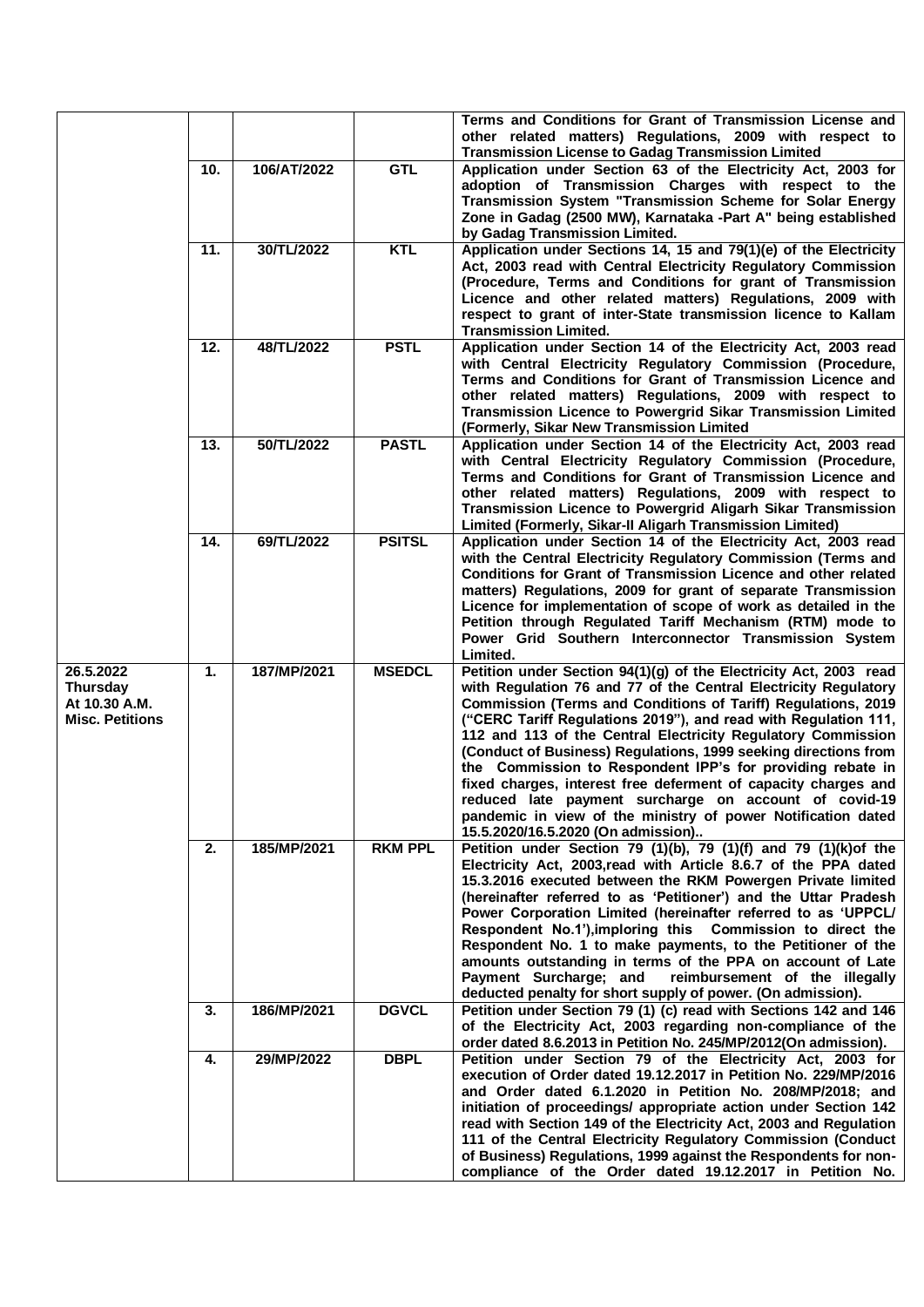| | | | | |
|---|---|---|---|---|
| | | | | Terms and Conditions for Grant of Transmission License and other related matters) Regulations, 2009 with respect to Transmission License to Gadag Transmission Limited |
| | 10. | 106/AT/2022 | GTL | Application under Section 63 of the Electricity Act, 2003 for adoption of Transmission Charges with respect to the Transmission System "Transmission Scheme for Solar Energy Zone in Gadag (2500 MW), Karnataka -Part A" being established by Gadag Transmission Limited. |
| | 11. | 30/TL/2022 | KTL | Application under Sections 14, 15 and 79(1)(e) of the Electricity Act, 2003 read with Central Electricity Regulatory Commission (Procedure, Terms and Conditions for grant of Transmission Licence and other related matters) Regulations, 2009 with respect to grant of inter-State transmission licence to Kallam Transmission Limited. |
| | 12. | 48/TL/2022 | PSTL | Application under Section 14 of the Electricity Act, 2003 read with Central Electricity Regulatory Commission (Procedure, Terms and Conditions for Grant of Transmission Licence and other related matters) Regulations, 2009 with respect to Transmission Licence to Powergrid Sikar Transmission Limited (Formerly, Sikar New Transmission Limited |
| | 13. | 50/TL/2022 | PASTL | Application under Section 14 of the Electricity Act, 2003 read with Central Electricity Regulatory Commission (Procedure, Terms and Conditions for Grant of Transmission Licence and other related matters) Regulations, 2009 with respect to Transmission Licence to Powergrid Aligarh Sikar Transmission Limited (Formerly, Sikar-II Aligarh Transmission Limited) |
| | 14. | 69/TL/2022 | PSITSL | Application under Section 14 of the Electricity Act, 2003 read with the Central Electricity Regulatory Commission (Terms and Conditions for Grant of Transmission Licence and other related matters) Regulations, 2009 for grant of separate Transmission Licence for implementation of scope of work as detailed in the Petition through Regulated Tariff Mechanism (RTM) mode to Power Grid Southern Interconnector Transmission System Limited. |
| 26.5.2022 Thursday At 10.30 A.M. Misc. Petitions | 1. | 187/MP/2021 | MSEDCL | Petition under Section 94(1)(g) of the Electricity Act, 2003 read with Regulation 76 and 77 of the Central Electricity Regulatory Commission (Terms and Conditions of Tariff) Regulations, 2019 ("CERC Tariff Regulations 2019"), and read with Regulation 111, 112 and 113 of the Central Electricity Regulatory Commission (Conduct of Business) Regulations, 1999 seeking directions from the Commission to Respondent IPP's for providing rebate in fixed charges, interest free deferment of capacity charges and reduced late payment surcharge on account of covid-19 pandemic in view of the ministry of power Notification dated 15.5.2020/16.5.2020 (On admission).. |
| | 2. | 185/MP/2021 | RKM PPL | Petition under Section 79 (1)(b), 79 (1)(f) and 79 (1)(k)of the Electricity Act, 2003,read with Article 8.6.7 of the PPA dated 15.3.2016 executed between the RKM Powergen Private limited (hereinafter referred to as 'Petitioner') and the Uttar Pradesh Power Corporation Limited (hereinafter referred to as 'UPPCL/ Respondent No.1'),imploring this Commission to direct the Respondent No. 1 to make payments, to the Petitioner of the amounts outstanding in terms of the PPA on account of Late Payment Surcharge; and reimbursement of the illegally deducted penalty for short supply of power. (On admission). |
| | 3. | 186/MP/2021 | DGVCL | Petition under Section 79 (1) (c) read with Sections 142 and 146 of the Electricity Act, 2003 regarding non-compliance of the order dated 8.6.2013 in Petition No. 245/MP/2012(On admission). |
| | 4. | 29/MP/2022 | DBPL | Petition under Section 79 of the Electricity Act, 2003 for execution of Order dated 19.12.2017 in Petition No. 229/MP/2016 and Order dated 6.1.2020 in Petition No. 208/MP/2018; and initiation of proceedings/ appropriate action under Section 142 read with Section 149 of the Electricity Act, 2003 and Regulation 111 of the Central Electricity Regulatory Commission (Conduct of Business) Regulations, 1999 against the Respondents for non-compliance of the Order dated 19.12.2017 in Petition No. |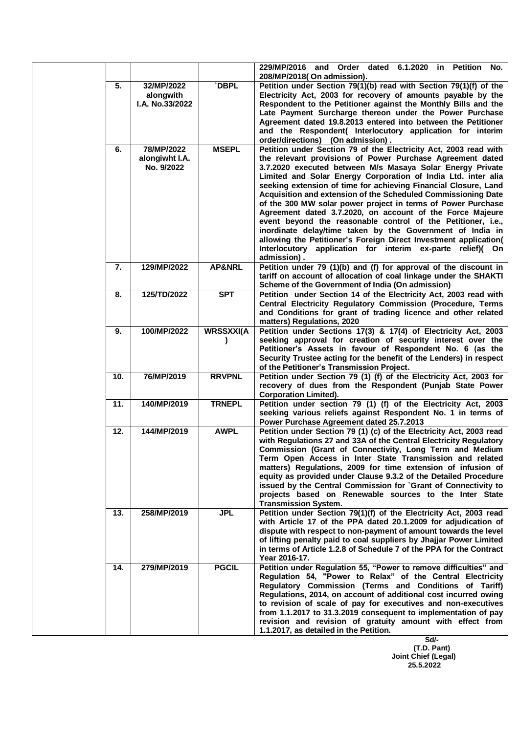| | | | | |
|---|---|---|---|---|
| | | | | 229/MP/2016 and Order dated 6.1.2020 in Petition No. 208/MP/2018( On admission). |
| | 5. | 32/MP/2022 alongwith I.A. No.33/2022 | `DBPL | Petition under Section 79(1)(b) read with Section 79(1)(f) of the Electricity Act, 2003 for recovery of amounts payable by the Respondent to the Petitioner against the Monthly Bills and the Late Payment Surcharge thereon under the Power Purchase Agreement dated 19.8.2013 entered into between the Petitioner and the Respondent( Interlocutory application for interim order/directions) (On admission) . |
| | 6. | 78/MP/2022 alongiwht I.A. No. 9/2022 | MSEPL | Petition under Section 79 of the Electricity Act, 2003 read with the relevant provisions of Power Purchase Agreement dated 3.7.2020 executed between M/s Masaya Solar Energy Private Limited and Solar Energy Corporation of India Ltd. inter alia seeking extension of time for achieving Financial Closure, Land Acquisition and extension of the Scheduled Commissioning Date of the 300 MW solar power project in terms of Power Purchase Agreement dated 3.7.2020, on account of the Force Majeure event beyond the reasonable control of the Petitioner, i.e., inordinate delay/time taken by the Government of India in allowing the Petitioner's Foreign Direct Investment application( Interlocutory application for interim ex-parte relief)( On admission) . |
| | 7. | 129/MP/2022 | AP&NRL | Petition under 79 (1)(b) and (f) for approval of the discount in tariff on account of allocation of coal linkage under the SHAKTI Scheme of the Government of India (On admission) |
| | 8. | 125/TD/2022 | SPT | Petition under Section 14 of the Electricity Act, 2003 read with Central Electricity Regulatory Commission (Procedure, Terms and Conditions for grant of trading licence and other related matters) Regulations, 2020 |
| | 9. | 100/MP/2022 | WRSSXXI(A) | Petition under Sections 17(3) & 17(4) of Electricity Act, 2003 seeking approval for creation of security interest over the Petitioner's Assets in favour of Respondent No. 6 (as the Security Trustee acting for the benefit of the Lenders) in respect of the Petitioner's Transmission Project. |
| | 10. | 76/MP/2019 | RRVPNL | Petition under Section 79 (1) (f) of the Electricity Act, 2003 for recovery of dues from the Respondent (Punjab State Power Corporation Limited). |
| | 11. | 140/MP/2019 | TRNEPL | Petition under section 79 (1) (f) of the Electricity Act, 2003 seeking various reliefs against Respondent No. 1 in terms of Power Purchase Agreement dated 25.7.2013 |
| | 12. | 144/MP/2019 | AWPL | Petition under Section 79 (1) (c) of the Electricity Act, 2003 read with Regulations 27 and 33A of the Central Electricity Regulatory Commission (Grant of Connectivity, Long Term and Medium Term Open Access in Inter State Transmission and related matters) Regulations, 2009 for time extension of infusion of equity as provided under Clause 9.3.2 of the Detailed Procedure issued by the Central Commission for `Grant of Connectivity to projects based on Renewable sources to the Inter State Transmission System. |
| | 13. | 258/MP/2019 | JPL | Petition under Section 79(1)(f) of the Electricity Act, 2003 read with Article 17 of the PPA dated 20.1.2009 for adjudication of dispute with respect to non-payment of amount towards the level of lifting penalty paid to coal suppliers by Jhajjar Power Limited in terms of Article 1.2.8 of Schedule 7 of the PPA for the Contract Year 2016-17. |
| | 14. | 279/MP/2019 | PGCIL | Petition under Regulation 55, "Power to remove difficulties" and Regulation 54, "Power to Relax" of the Central Electricity Regulatory Commission (Terms and Conditions of Tariff) Regulations, 2014, on account of additional cost incurred owing to revision of scale of pay for executives and non-executives from 1.1.2017 to 31.3.2019 consequent to implementation of pay revision and revision of gratuity amount with effect from 1.1.2017, as detailed in the Petition. |

Sd/-
(T.D. Pant)
Joint Chief (Legal)
25.5.2022